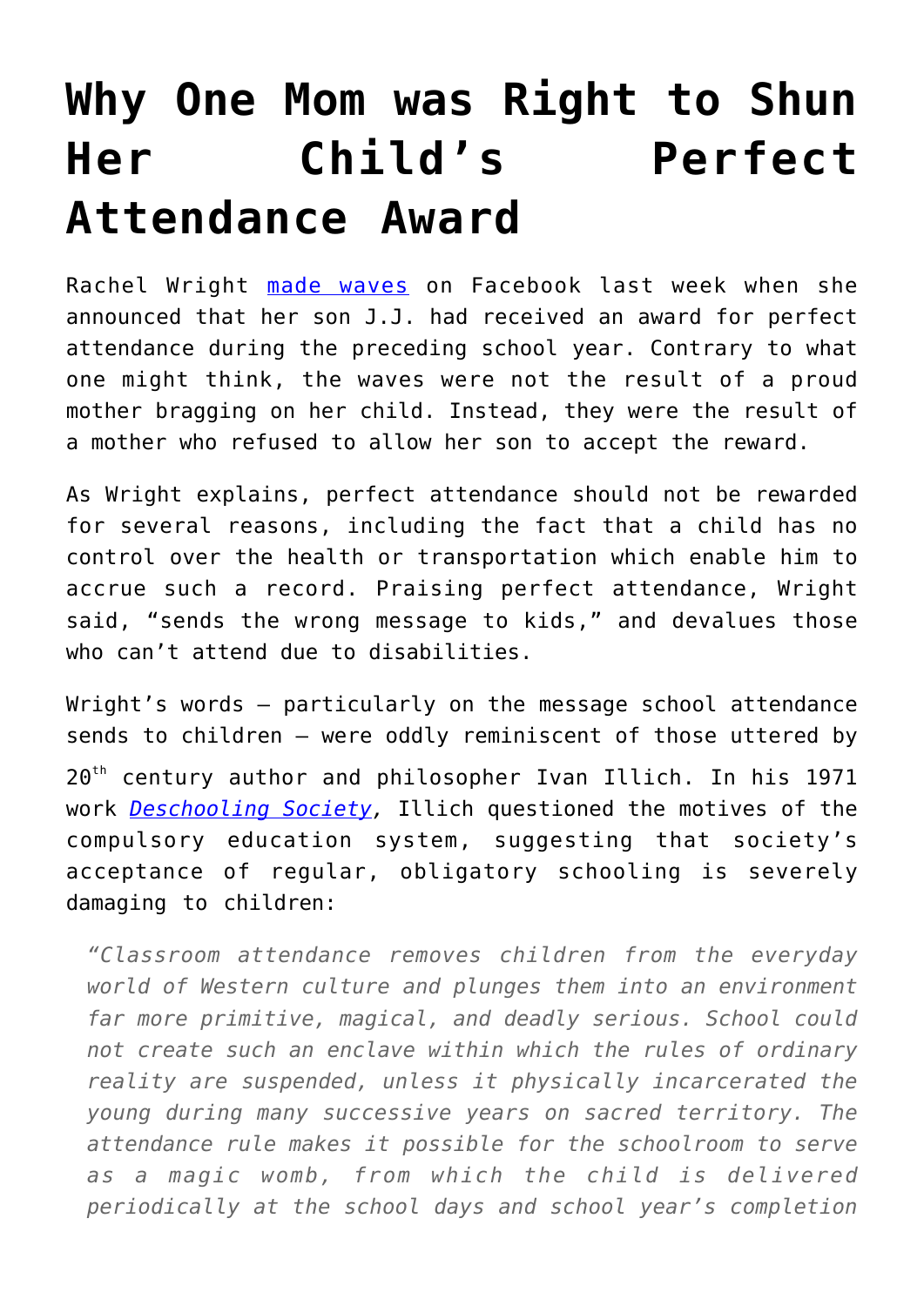# Why One Mom was Right to Shun Her Child's Perfect Attendance Award

Rachel Wright made waves on Facebook last week when she announced that her son J.J. had received an award for perfect attendance during the preceding school year. Contrary to what one might think, the waves were not the result of a proud mother bragging on her child. Instead, they were the result of a mother who refused to allow her son to accept the reward.

As Wright explains, perfect attendance should not be rewarded for several reasons, including the fact that a child has no control over the health or transportation which enable him to accrue such a record. Praising perfect attendance, Wright said, "sends the wrong message to kids," and devalues those who can't attend due to disabilities.

Wright's words – particularly on the message school attendance sends to children – were oddly reminiscent of those uttered by 20th century author and philosopher Ivan Illich. In his 1971 work *Deschooling Society*, Illich questioned the motives of the compulsory education system, suggesting that society's acceptance of regular, obligatory schooling is severely damaging to children:

> *"Classroom attendance removes children from the everyday world of Western culture and plunges them into an environment far more primitive, magical, and deadly serious. School could not create such an enclave within which the rules of ordinary reality are suspended, unless it physically incarcerated the young during many successive years on sacred territory. The attendance rule makes it possible for the schoolroom to serve as a magic womb, from which the child is delivered periodically at the school days and school year's completion*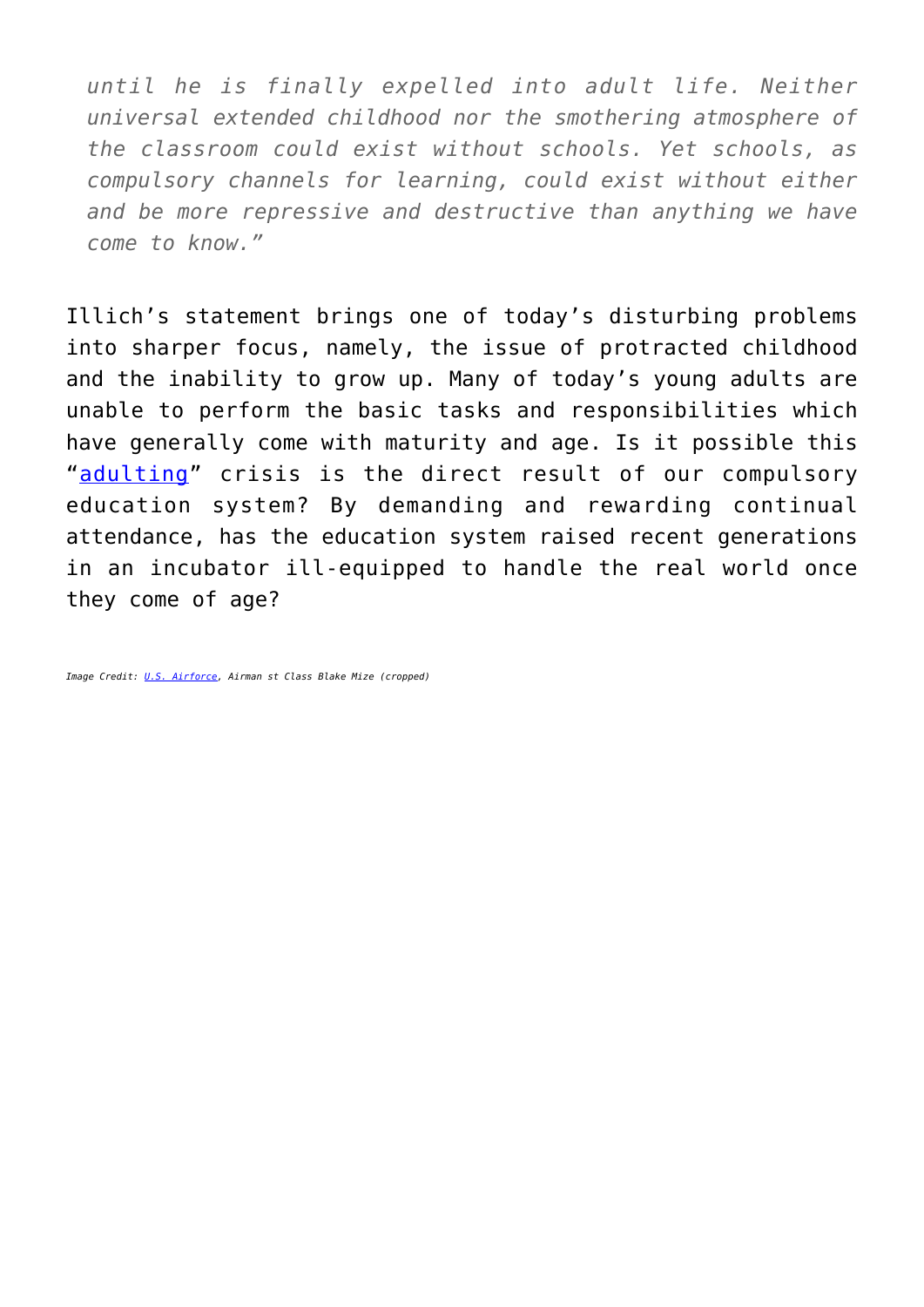> *until he is finally expelled into adult life. Neither universal extended childhood nor the smothering atmosphere of the classroom could exist without schools. Yet schools, as compulsory channels for learning, could exist without either and be more repressive and destructive than anything we have come to know."*

Illich's statement brings one of today's disturbing problems into sharper focus, namely, the issue of protracted childhood and the inability to grow up. Many of today's young adults are unable to perform the basic tasks and responsibilities which have generally come with maturity and age. Is it possible this "adulting" crisis is the direct result of our compulsory education system? By demanding and rewarding continual attendance, has the education system raised recent generations in an incubator ill-equipped to handle the real world once they come of age?

*Image Credit: U.S. Airforce, Airman st Class Blake Mize (cropped)*